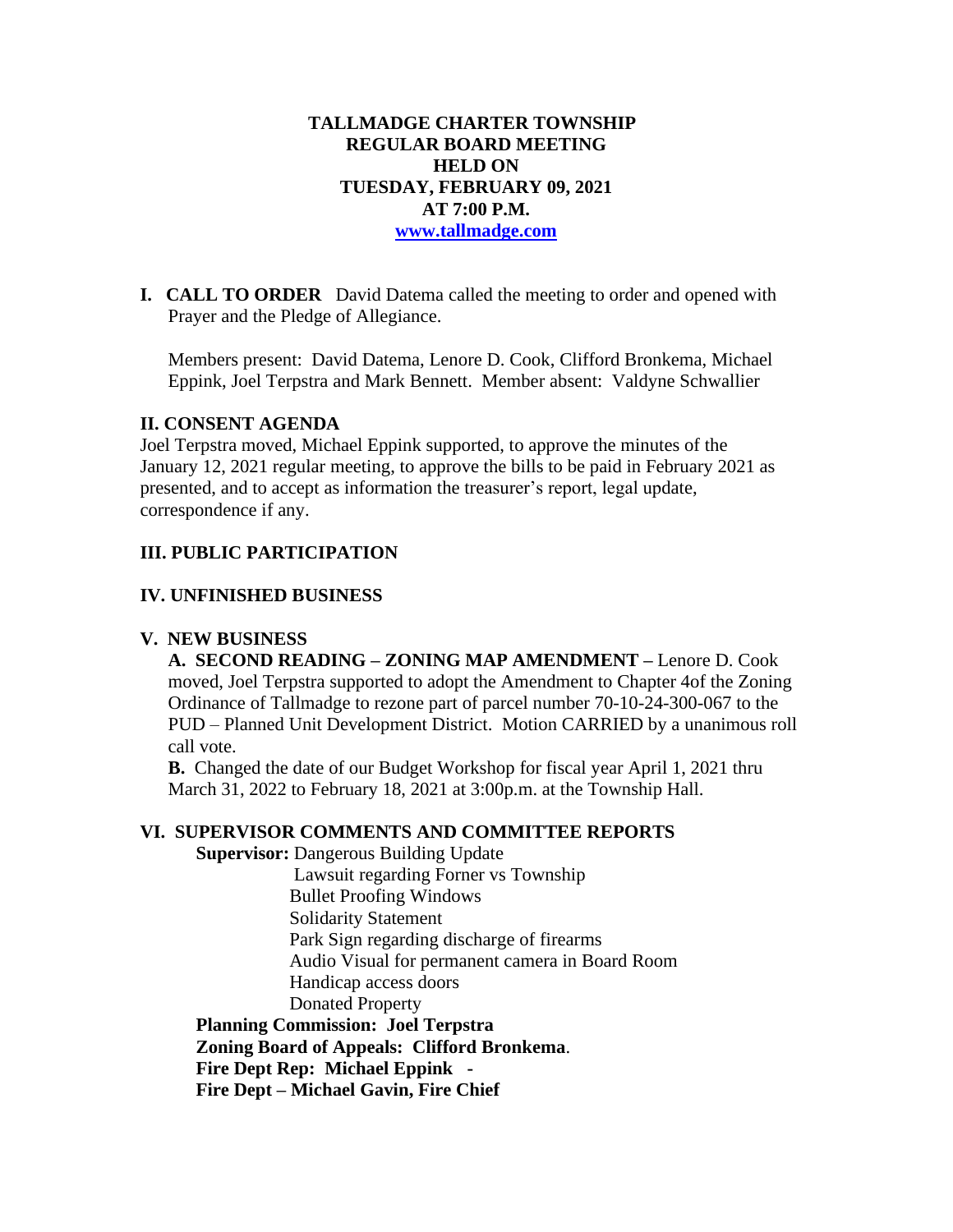# TALLMADGE CHARTER TOWNSHIP
## REGULAR BOARD MEETING
## HELD ON
## TUESDAY, FEBRUARY 09, 2021
## AT 7:00 P.M.
[www.tallmadge.com](http://www.tallmadge.com)

**I. CALL TO ORDER** David Datema called the meeting to order and opened with Prayer and the Pledge of Allegiance.

Members present: David Datema, Lenore D. Cook, Clifford Bronkema, Michael Eppink, Joel Terpstra and Mark Bennett. Member absent: Valdyne Schwallier

### II. CONSENT AGENDA

Joel Terpstra moved, Michael Eppink supported, to approve the minutes of the January 12, 2021 regular meeting, to approve the bills to be paid in February 2021 as presented, and to accept as information the treasurer's report, legal update, correspondence if any.

### III. PUBLIC PARTICIPATION

### IV. UNFINISHED BUSINESS

### V. NEW BUSINESS

**A. SECOND READING – ZONING MAP AMENDMENT –** Lenore D. Cook moved, Joel Terpstra supported to adopt the Amendment to Chapter 4of the Zoning Ordinance of Tallmadge to rezone part of parcel number 70-10-24-300-067 to the PUD – Planned Unit Development District. Motion CARRIED by a unanimous roll call vote.

**B.** Changed the date of our Budget Workshop for fiscal year April 1, 2021 thru March 31, 2022 to February 18, 2021 at 3:00p.m. at the Township Hall.

### VI. SUPERVISOR COMMENTS AND COMMITTEE REPORTS

**Supervisor:** Dangerous Building Update
- Lawsuit regarding Forner vs Township
- Bullet Proofing Windows
- Solidarity Statement
- Park Sign regarding discharge of firearms
- Audio Visual for permanent camera in Board Room
- Handicap access doors
- Donated Property

**Planning Commission: Joel Terpstra**

**Zoning Board of Appeals: Clifford Bronkema**.

**Fire Dept Rep: Michael Eppink** -

**Fire Dept – Michael Gavin, Fire Chief**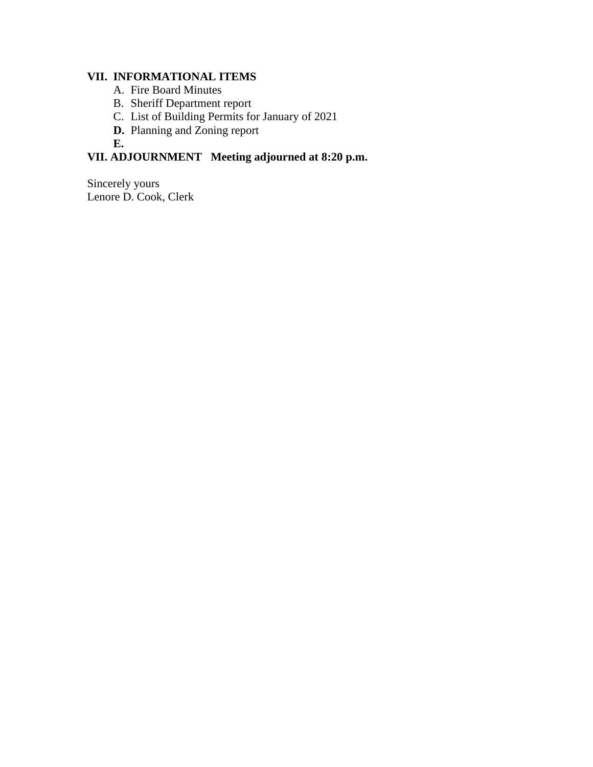**VII. INFORMATIONAL ITEMS**

A. Fire Board Minutes

B. Sheriff Department report

C. List of Building Permits for January of 2021

**D.** Planning and Zoning report

**E.**

**VII. ADJOURNMENT Meeting adjourned at 8:20 p.m.**

Sincerely yours
Lenore D. Cook, Clerk